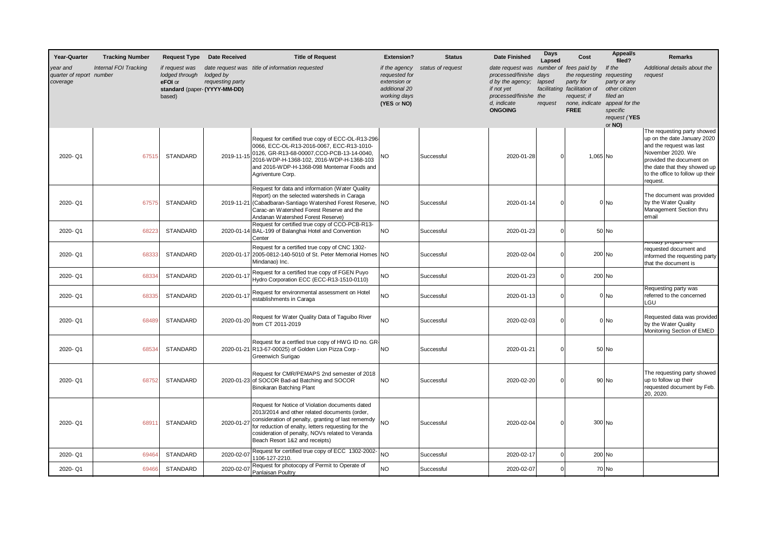| Year-Quarter | Tracking Number | Request Type | Date Received | Title of Request | Extension? | Status | Date Finished | Days Lapsed | Cost | Appeal/s filed? | Remarks |
|---|---|---|---|---|---|---|---|---|---|---|---|
| *year and quarter of report coverage* | *Internal FOI Tracking number* | *if request was lodged through **eFOI** or **standard** (paper-based)* | *date request was lodged by requesting party **(YYYY-MM-DD)*** | *title of information requested* | *if the agency requested for extension or additional 20 working days **(YES** or **NO)*** | *status of request* | *date request was processed/finished by the agency; if not yet processed/finished, indicate **ONGOING*** | *number of days lapsed facilitating the request* | *fees paid by the requesting party for facilitation of request; if none, indicate **FREE*** | *If the requesting party or any other citizen filed an appeal for the specific request (**YES** or **NO)*** | *Additional details about the request* |
| 2020- Q1 | 67515 | STANDARD | 2019-11-15 | Request for certified true copy of ECC-OL-R13-296-0066, ECC-OL-R13-2016-0067, ECC-R13-1010-0126, GR-R13-68-00007,CCO-PCB-13-14-0040, 2016-WDP-H-1368-102, 2016-WDP-H-1368-103 and 2016-WDP-H-1368-098 Montemar Foods and Agriventure Corp. | NO | Successful | 2020-01-28 | 0 | 1,065 | No | The requesting party showed up on the date January 2020 and the request was last November 2020. We provided the document on the date that they showed up to the office to follow up their request. |
| 2020- Q1 | 67575 | STANDARD | 2019-11-21 | Request for data and information (Water Quality Report) on the selected watersheds in Caraga (Cabadbaran-Santiago Watershed Forest Reserve, Carac-an Watershed Forest Reserve and the Andanan Watershed Forest Reserve) | NO | Successful | 2020-01-14 | 0 | 0 | No | The document was provided by the Water Quality Management Section thru email |
| 2020- Q1 | 68223 | STANDARD | 2020-01-14 | Request for certified true copy of CCO-PCB-R13-BAL-199 of Balanghai Hotel and Convention Center | NO | Successful | 2020-01-23 | 0 | 50 | No | |
| 2020- Q1 | 68333 | STANDARD | 2020-01-17 | Request for a certified true copy of CNC 1302-2005-0812-140-5010 of St. Peter Memorial Homes (Mindanao) Inc. | NO | Successful | 2020-02-04 | 0 | 200 | No | Already prepare the requested document and informed the requesting party that the document is |
| 2020- Q1 | 68334 | STANDARD | 2020-01-17 | Request for a certified true copy of FGEN Puyo Hydro Corporation ECC (ECC-R13-1510-0110) | NO | Successful | 2020-01-23 | 0 | 200 | No | |
| 2020- Q1 | 68335 | STANDARD | 2020-01-17 | Request for environmental assessment on Hotel establishments in Caraga | NO | Successful | 2020-01-13 | 0 | 0 | No | Requesting party was referred to the concerned LGU |
| 2020- Q1 | 68489 | STANDARD | 2020-01-20 | Request for Water Quality Data of Taguibo River from CT 2011-2019 | NO | Successful | 2020-02-03 | 0 | 0 | No | Requested data was provided by the Water Quality Monitoring Section of EMED |
| 2020- Q1 | 68534 | STANDARD | 2020-01-21 | Request for a certfied true copy of HWG ID no. GR-R13-67-00025) of Golden Lion Pizza Corp - Greenwich Surigao | NO | Successful | 2020-01-21 | 0 | 50 | No | |
| 2020- Q1 | 68752 | STANDARD | 2020-01-23 | Request for CMR/PEMAPS 2nd semester of 2018 of SOCOR Bad-ad Batching and SOCOR Binokaran Batching Plant | NO | Successful | 2020-02-20 | 0 | 90 | No | The requesting party showed up to follow up their requested document by Feb. 20, 2020. |
| 2020- Q1 | 68911 | STANDARD | 2020-01-27 | Request for Notice of Violation documents dated 2013/2014 and other related documents (order, consideration of penalty, granting of last rememdy for reduction of enalty, letters requesting for the cosideration of penalty, NOVs related to Veranda Beach Resort 1&2 and receipts) | NO | Successful | 2020-02-04 | 0 | 300 | No | |
| 2020- Q1 | 69464 | STANDARD | 2020-02-07 | Request for certified true copy of ECC 1302-2002-1106-127-2210. | NO | Successful | 2020-02-17 | 0 | 200 | No | |
| 2020- Q1 | 69466 | STANDARD | 2020-02-07 | Request for photocopy of Permit to Operate of Panlaisan Poultry | NO | Successful | 2020-02-07 | 0 | 70 | No | |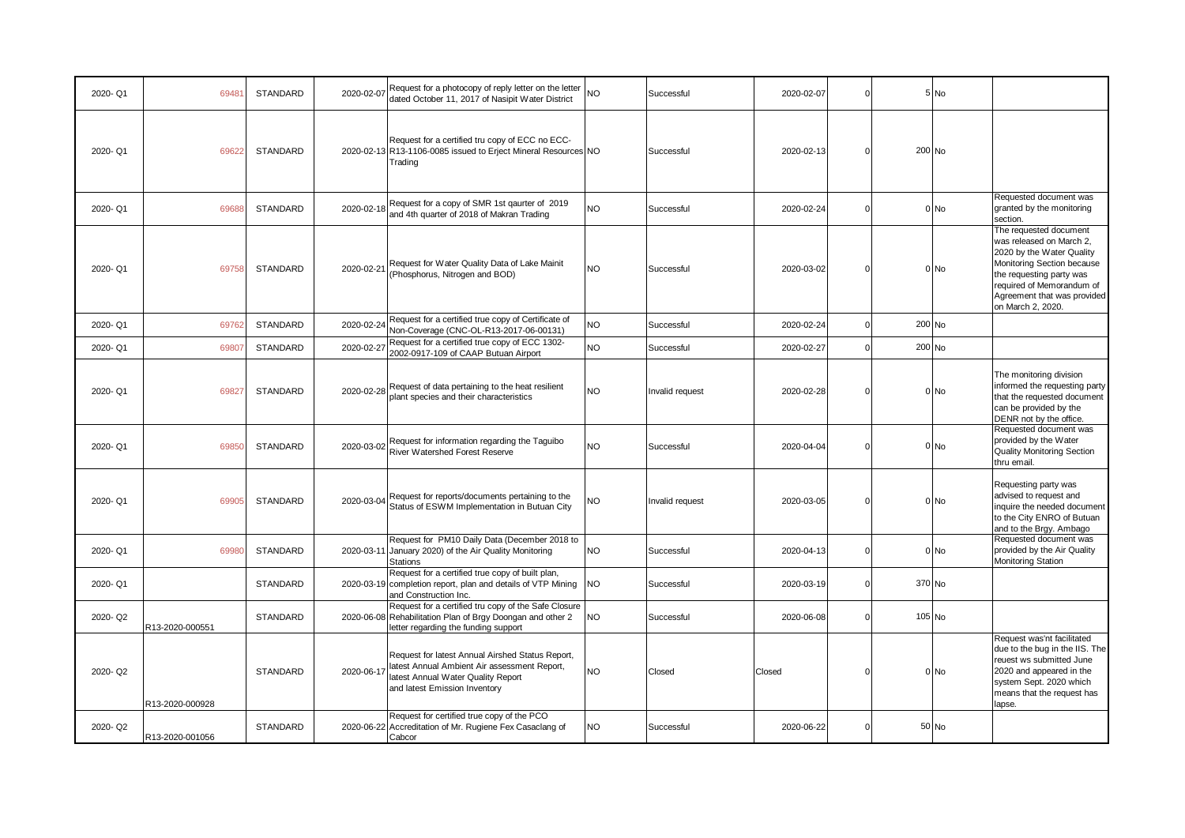| | | | | | | | | | | | |
|---|---|---|---|---|---|---|---|---|---|---|---|
| 2020- Q1 | 69481 | STANDARD | 2020-02-07 | Request for a photocopy of reply letter on the letter dated October 11, 2017 of Nasipit Water District | NO | Successful | 2020-02-07 | 0 | 5 | No | |
| 2020- Q1 | 69622 | STANDARD | 2020-02-13 | Request for a certified tru copy of ECC no ECC-R13-1106-0085 issued to Erject Mineral Resources Trading | NO | Successful | 2020-02-13 | 0 | 200 | No | |
| 2020- Q1 | 69688 | STANDARD | 2020-02-18 | Request for a copy of SMR 1st qaurter of 2019 and 4th quarter of 2018 of Makran Trading | NO | Successful | 2020-02-24 | 0 | 0 | No | Requested document was granted by the monitoring section. |
| 2020- Q1 | 69758 | STANDARD | 2020-02-21 | Request for Water Quality Data of Lake Mainit (Phosphorus, Nitrogen and BOD) | NO | Successful | 2020-03-02 | 0 | 0 | No | The requested document was released on March 2, 2020 by the Water Quality Monitoring Section because the requesting party was required of Memorandum of Agreement that was provided on March 2, 2020. |
| 2020- Q1 | 69762 | STANDARD | 2020-02-24 | Request for a certified true copy of Certificate of Non-Coverage (CNC-OL-R13-2017-06-00131) | NO | Successful | 2020-02-24 | 0 | 200 | No | |
| 2020- Q1 | 69807 | STANDARD | 2020-02-27 | Request for a certified true copy of ECC 1302-2002-0917-109 of CAAP Butuan Airport | NO | Successful | 2020-02-27 | 0 | 200 | No | |
| 2020- Q1 | 69827 | STANDARD | 2020-02-28 | Request of data pertaining to the heat resilient plant species and their characteristics | NO | Invalid request | 2020-02-28 | 0 | 0 | No | The monitoring division informed the requesting party that the requested document can be provided by the DENR not by the office. |
| 2020- Q1 | 69850 | STANDARD | 2020-03-02 | Request for information regarding the Taguibo River Watershed Forest Reserve | NO | Successful | 2020-04-04 | 0 | 0 | No | Requested document was provided by the Water Quality Monitoring Section thru email. |
| 2020- Q1 | 69905 | STANDARD | 2020-03-04 | Request for reports/documents pertaining to the Status of ESWM Implementation in Butuan City | NO | Invalid request | 2020-03-05 | 0 | 0 | No | Requesting party was advised to request and inquire the needed document to the City ENRO of Butuan and to the Brgy. Ambago |
| 2020- Q1 | 69980 | STANDARD | 2020-03-11 | Request for PM10 Daily Data (December 2018 to January 2020) of the Air Quality Monitoring Stations | NO | Successful | 2020-04-13 | 0 | 0 | No | Requested document was provided by the Air Quality Monitoring Station |
| 2020- Q1 | | STANDARD | 2020-03-19 | Request for a certified true copy of built plan, completion report, plan and details of VTP Mining and Construction Inc. | NO | Successful | 2020-03-19 | 0 | 370 | No | |
| 2020- Q2 | R13-2020-000551 | STANDARD | 2020-06-08 | Request for a certified tru copy of the Safe Closure Rehabilitation Plan of Brgy Doongan and other 2 letter regarding the funding support | NO | Successful | 2020-06-08 | 0 | 105 | No | |
| 2020- Q2 | R13-2020-000928 | STANDARD | 2020-06-17 | Request for latest Annual Airshed Status Report, latest Annual Ambient Air assessment Report, latest Annual Water Quality Report and latest Emission Inventory | NO | Closed | Closed | 0 | 0 | No | Request was'nt facilitated due to the bug in the IIS. The reuest ws submitted June 2020 and appeared in the system Sept. 2020 which means that the request has lapse. |
| 2020- Q2 | R13-2020-001056 | STANDARD | 2020-06-22 | Request for certified true copy of the PCO Accreditation of Mr. Rugiene Fex Casaclang of Cabcor | NO | Successful | 2020-06-22 | 0 | 50 | No | |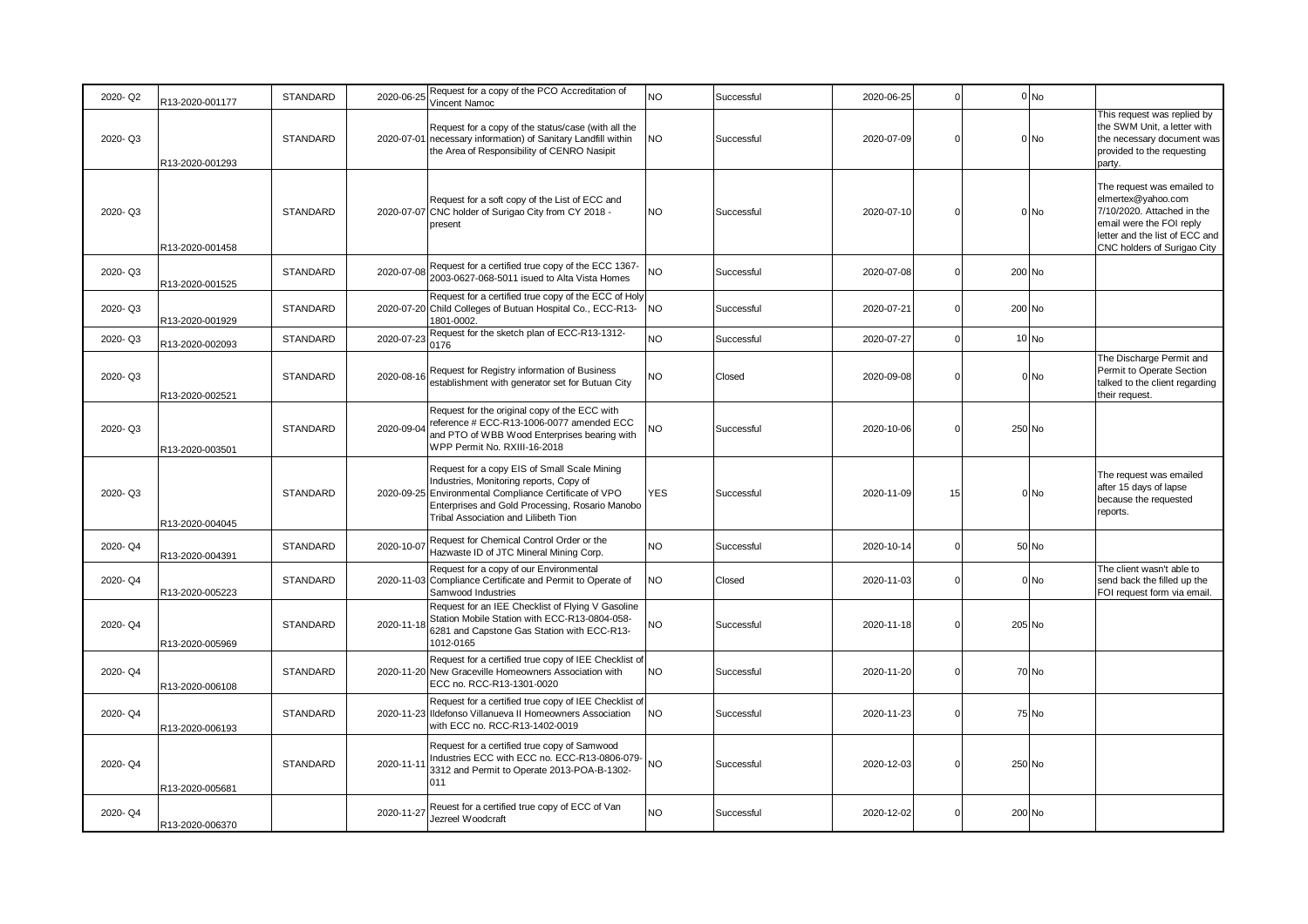| | | | | | | | | | | | |
|---|---|---|---|---|---|---|---|---|---|---|---|
| 2020- Q2 | R13-2020-001177 | STANDARD | 2020-06-25 | Request for a copy of the PCO Accreditation of Vincent Namoc | NO | Successful | 2020-06-25 | 0 | 0 | No | |
| 2020- Q3 | R13-2020-001293 | STANDARD | 2020-07-01 | Request for a copy of the status/case (with all the necessary information) of Sanitary Landfill within the Area of Responsibility of CENRO Nasipit | NO | Successful | 2020-07-09 | 0 | 0 | No | This request was replied by the SWM Unit, a letter with the necessary document was provided to the requesting party. |
| 2020- Q3 | R13-2020-001458 | STANDARD | 2020-07-07 | Request for a soft copy of the List of ECC and CNC holder of Surigao City from CY 2018 - present | NO | Successful | 2020-07-10 | 0 | 0 | No | The request was emailed to elmertex@yahoo.com 7/10/2020. Attached in the email were the FOI reply letter and the list of ECC and CNC holders of Surigao City |
| 2020- Q3 | R13-2020-001525 | STANDARD | 2020-07-08 | Request for a certified true copy of the ECC 1367-2003-0627-068-5011 isued to Alta Vista Homes | NO | Successful | 2020-07-08 | 0 | 200 | No | |
| 2020- Q3 | R13-2020-001929 | STANDARD | 2020-07-20 | Request for a certified true copy of the ECC of Holy Child Colleges of Butuan Hospital Co., ECC-R13-1801-0002. | NO | Successful | 2020-07-21 | 0 | 200 | No | |
| 2020- Q3 | R13-2020-002093 | STANDARD | 2020-07-23 | Request for the sketch plan of ECC-R13-1312-0176 | NO | Successful | 2020-07-27 | 0 | 10 | No | |
| 2020- Q3 | R13-2020-002521 | STANDARD | 2020-08-16 | Request for Registry information of Business establishment with generator set for Butuan City | NO | Closed | 2020-09-08 | 0 | 0 | No | The Discharge Permit and Permit to Operate Section talked to the client regarding their request. |
| 2020- Q3 | R13-2020-003501 | STANDARD | 2020-09-04 | Request for the original copy of the ECC with reference # ECC-R13-1006-0077 amended ECC and PTO of WBB Wood Enterprises bearing with WPP Permit No. RXIII-16-2018 | NO | Successful | 2020-10-06 | 0 | 250 | No | |
| 2020- Q3 | R13-2020-004045 | STANDARD | 2020-09-25 | Request for a copy EIS of Small Scale Mining Industries, Monitoring reports, Copy of Environmental Compliance Certificate of VPO Enterprises and Gold Processing, Rosario Manobo Tribal Association and Lilibeth Tion | YES | Successful | 2020-11-09 | 15 | 0 | No | The request was emailed after 15 days of lapse because the requested reports. |
| 2020- Q4 | R13-2020-004391 | STANDARD | 2020-10-07 | Request for Chemical Control Order or the Hazwaste ID of JTC Mineral Mining Corp. | NO | Successful | 2020-10-14 | 0 | 50 | No | |
| 2020- Q4 | R13-2020-005223 | STANDARD | 2020-11-03 | Request for a copy of our Environmental Compliance Certificate and Permit to Operate of Samwood Industries | NO | Closed | 2020-11-03 | 0 | 0 | No | The client wasn't able to send back the filled up the FOI request form via email. |
| 2020- Q4 | R13-2020-005969 | STANDARD | 2020-11-18 | Request for an IEE Checklist of Flying V Gasoline Station Mobile Station with ECC-R13-0804-058-6281 and Capstone Gas Station with ECC-R13-1012-0165 | NO | Successful | 2020-11-18 | 0 | 205 | No | |
| 2020- Q4 | R13-2020-006108 | STANDARD | 2020-11-20 | Request for a certified true copy of IEE Checklist of New Graceville Homeowners Association with ECC no. RCC-R13-1301-0020 | NO | Successful | 2020-11-20 | 0 | 70 | No | |
| 2020- Q4 | R13-2020-006193 | STANDARD | 2020-11-23 | Request for a certified true copy of IEE Checklist of Ildefonso Villanueva II Homeowners Association with ECC no. RCC-R13-1402-0019 | NO | Successful | 2020-11-23 | 0 | 75 | No | |
| 2020- Q4 | R13-2020-005681 | STANDARD | 2020-11-11 | Request for a certified true copy of Samwood Industries ECC with ECC no. ECC-R13-0806-079-3312 and Permit to Operate 2013-POA-B-1302-011 | NO | Successful | 2020-12-03 | 0 | 250 | No | |
| 2020- Q4 | R13-2020-006370 | | 2020-11-27 | Reuest for a certified true copy of ECC of Van Jezreel Woodcraft | NO | Successful | 2020-12-02 | 0 | 200 | No | |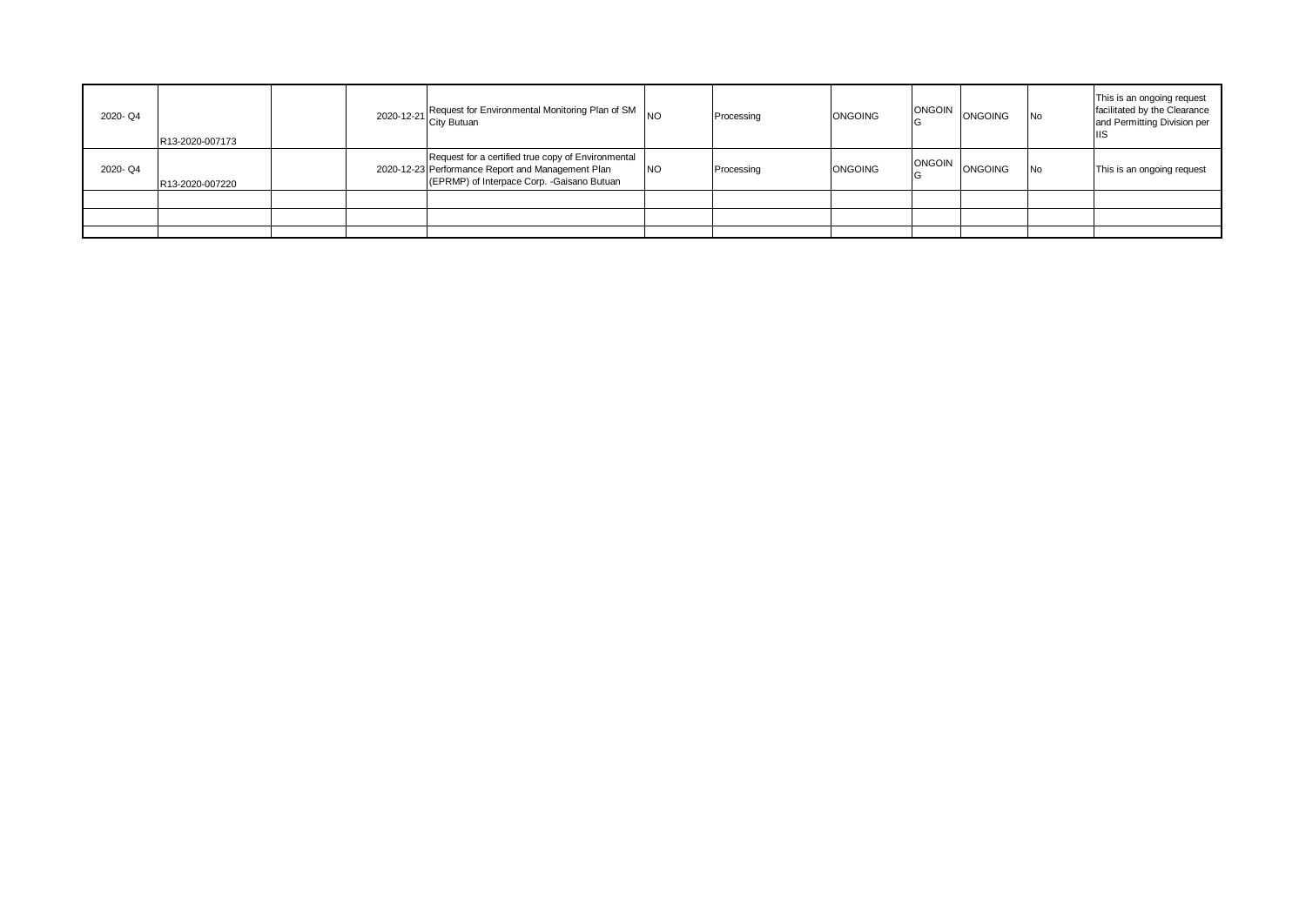| | | | | | | | | | | | |
|---|---|---|---|---|---|---|---|---|---|---|---|
| 2020- Q4 | R13-2020-007173 | | 2020-12-21 | Request for Environmental Monitoring Plan of SM City Butuan | NO | Processing | ONGOING | ONGOING | ONGOING | No | This is an ongoing request facilitated by the Clearance and Permitting Division per IIS |
| 2020- Q4 | R13-2020-007220 | | 2020-12-23 | Request for a certified true copy of Environmental Performance Report and Management Plan (EPRMP) of Interpace Corp. -Gaisano Butuan | NO | Processing | ONGOING | ONGOING | ONGOING | No | This is an ongoing request |
| | | | | | | | | | | | |
| | | | | | | | | | | | |
| | | | | | | | | | | | |